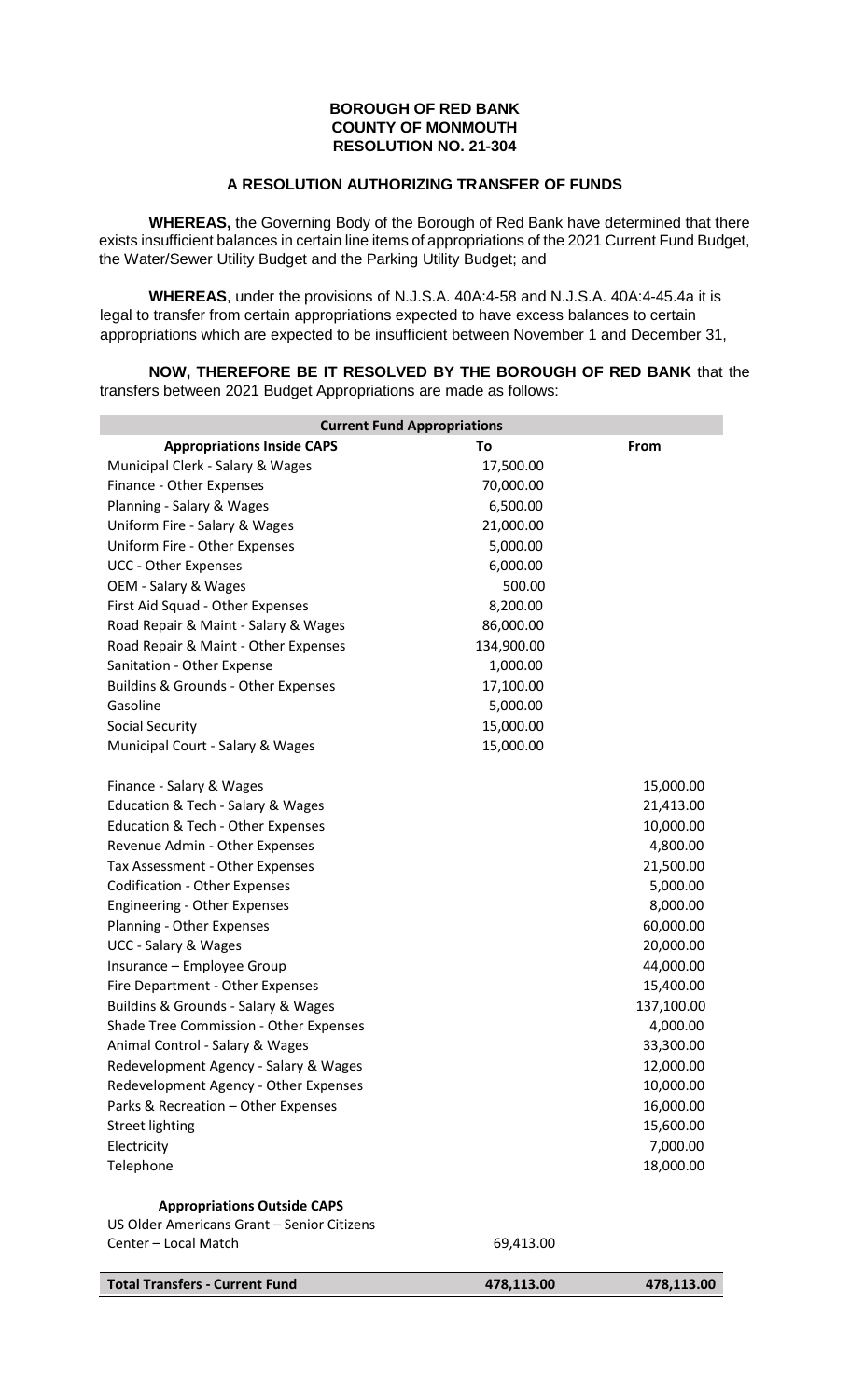**BOROUGH OF RED BANK**
**COUNTY OF MONMOUTH**
**RESOLUTION NO. 21-304**

**A RESOLUTION AUTHORIZING TRANSFER OF FUNDS**

**WHEREAS,** the Governing Body of the Borough of Red Bank have determined that there exists insufficient balances in certain line items of appropriations of the 2021 Current Fund Budget, the Water/Sewer Utility Budget and the Parking Utility Budget; and

**WHEREAS**, under the provisions of N.J.S.A. 40A:4-58 and N.J.S.A. 40A:4-45.4a it is legal to transfer from certain appropriations expected to have excess balances to certain appropriations which are expected to be insufficient between November 1 and December 31,

**NOW, THEREFORE BE IT RESOLVED BY THE BOROUGH OF RED BANK** that the transfers between 2021 Budget Appropriations are made as follows:

| **Current Fund Appropriations** | | |
|---|---|---|
| **Appropriations Inside CAPS** | **To** | **From** |
| Municipal Clerk - Salary & Wages | 17,500.00 | |
| Finance - Other Expenses | 70,000.00 | |
| Planning - Salary & Wages | 6,500.00 | |
| Uniform Fire - Salary & Wages | 21,000.00 | |
| Uniform Fire - Other Expenses | 5,000.00 | |
| UCC - Other Expenses | 6,000.00 | |
| OEM - Salary & Wages | 500.00 | |
| First Aid Squad - Other Expenses | 8,200.00 | |
| Road Repair & Maint - Salary & Wages | 86,000.00 | |
| Road Repair & Maint - Other Expenses | 134,900.00 | |
| Sanitation - Other Expense | 1,000.00 | |
| Buildins & Grounds - Other Expenses | 17,100.00 | |
| Gasoline | 5,000.00 | |
| Social Security | 15,000.00 | |
| Municipal Court - Salary & Wages | 15,000.00 | |
| Finance - Salary & Wages | | 15,000.00 |
| Education & Tech - Salary & Wages | | 21,413.00 |
| Education & Tech - Other Expenses | | 10,000.00 |
| Revenue Admin - Other Expenses | | 4,800.00 |
| Tax Assessment - Other Expenses | | 21,500.00 |
| Codification - Other Expenses | | 5,000.00 |
| Engineering - Other Expenses | | 8,000.00 |
| Planning - Other Expenses | | 60,000.00 |
| UCC - Salary & Wages | | 20,000.00 |
| Insurance – Employee Group | | 44,000.00 |
| Fire Department - Other Expenses | | 15,400.00 |
| Buildins & Grounds - Salary & Wages | | 137,100.00 |
| Shade Tree Commission - Other Expenses | | 4,000.00 |
| Animal Control - Salary & Wages | | 33,300.00 |
| Redevelopment Agency - Salary & Wages | | 12,000.00 |
| Redevelopment Agency - Other Expenses | | 10,000.00 |
| Parks & Recreation – Other Expenses | | 16,000.00 |
| Street lighting | | 15,600.00 |
| Electricity | | 7,000.00 |
| Telephone | | 18,000.00 |
| **Appropriations Outside CAPS** | | |
| US Older Americans Grant – Senior Citizens Center – Local Match | 69,413.00 | |
| **Total Transfers - Current Fund** | **478,113.00** | **478,113.00** |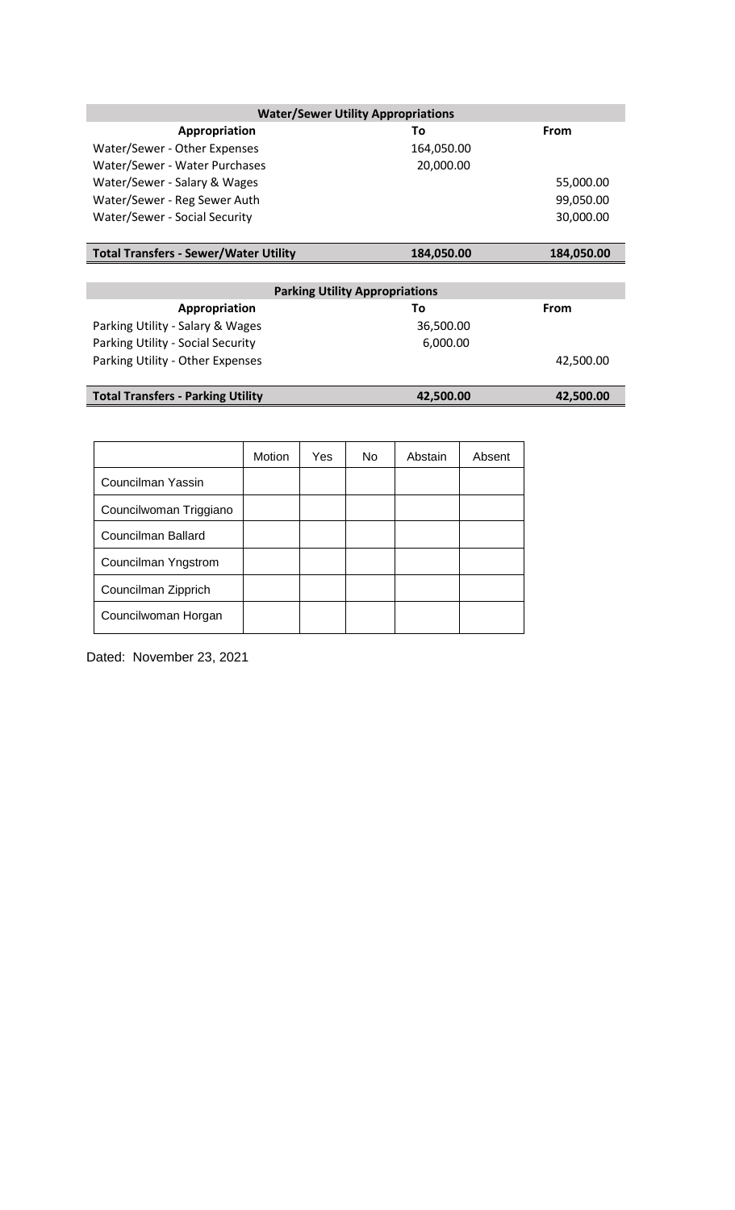| Water/Sewer Utility Appropriations | | |
| --- | --- | --- |
| **Appropriation** | **To** | **From** |
| Water/Sewer - Other Expenses | 164,050.00 | |
| Water/Sewer - Water Purchases | 20,000.00 | |
| Water/Sewer - Salary & Wages | | 55,000.00 |
| Water/Sewer - Reg Sewer Auth | | 99,050.00 |
| Water/Sewer - Social Security | | 30,000.00 |
| **Total Transfers - Sewer/Water Utility** | **184,050.00** | **184,050.00** |

| Parking Utility Appropriations | | |
| --- | --- | --- |
| **Appropriation** | **To** | **From** |
| Parking Utility - Salary & Wages | 36,500.00 | |
| Parking Utility - Social Security | 6,000.00 | |
| Parking Utility - Other Expenses | | 42,500.00 |
| **Total Transfers - Parking Utility** | **42,500.00** | **42,500.00** |

| | Motion | Yes | No | Abstain | Absent |
| --- | --- | --- | --- | --- | --- |
| Councilman Yassin | | | | | |
| Councilwoman Triggiano | | | | | |
| Councilman Ballard | | | | | |
| Councilman Yngstrom | | | | | |
| Councilman Zipprich | | | | | |
| Councilwoman Horgan | | | | | |

Dated: November 23, 2021